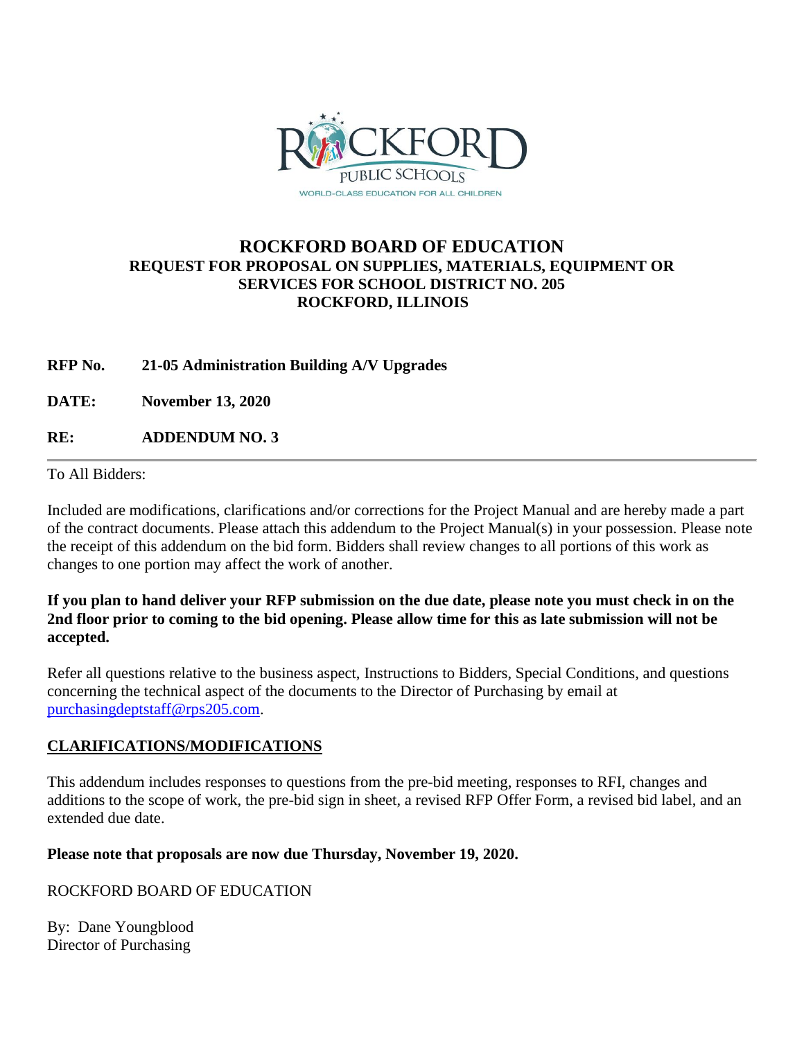ROCKFORD PUBLIC SCHOOLS

WORLD-CLASS EDUCATION FOR ALL CHILDREN

# ROCKFORD BOARD OF EDUCATION

## REQUEST FOR PROPOSAL ON SUPPLIES, MATERIALS, EQUIPMENT OR SERVICES FOR SCHOOL DISTRICT NO. 205 ROCKFORD, ILLINOIS

**RFP No.** **21-05 Administration Building A/V Upgrades**

**DATE:** **November 13, 2020**

**RE:** **ADDENDUM NO. 3**

---

To All Bidders:

Included are modifications, clarifications and/or corrections for the Project Manual and are hereby made a part of the contract documents. Please attach this addendum to the Project Manual(s) in your possession. Please note the receipt of this addendum on the bid form. Bidders shall review changes to all portions of this work as changes to one portion may affect the work of another.

**If you plan to hand deliver your RFP submission on the due date, please note you must check in on the 2nd floor prior to coming to the bid opening. Please allow time for this as late submission will not be accepted.**

Refer all questions relative to the business aspect, Instructions to Bidders, Special Conditions, and questions concerning the technical aspect of the documents to the Director of Purchasing by email at purchasingdeptstaff@rps205.com.

**CLARIFICATIONS/MODIFICATIONS**

This addendum includes responses to questions from the pre-bid meeting, responses to RFI, changes and additions to the scope of work, the pre-bid sign in sheet, a revised RFP Offer Form, a revised bid label, and an extended due date.

**Please note that proposals are now due Thursday, November 19, 2020.**

ROCKFORD BOARD OF EDUCATION

By: Dane Youngblood
Director of Purchasing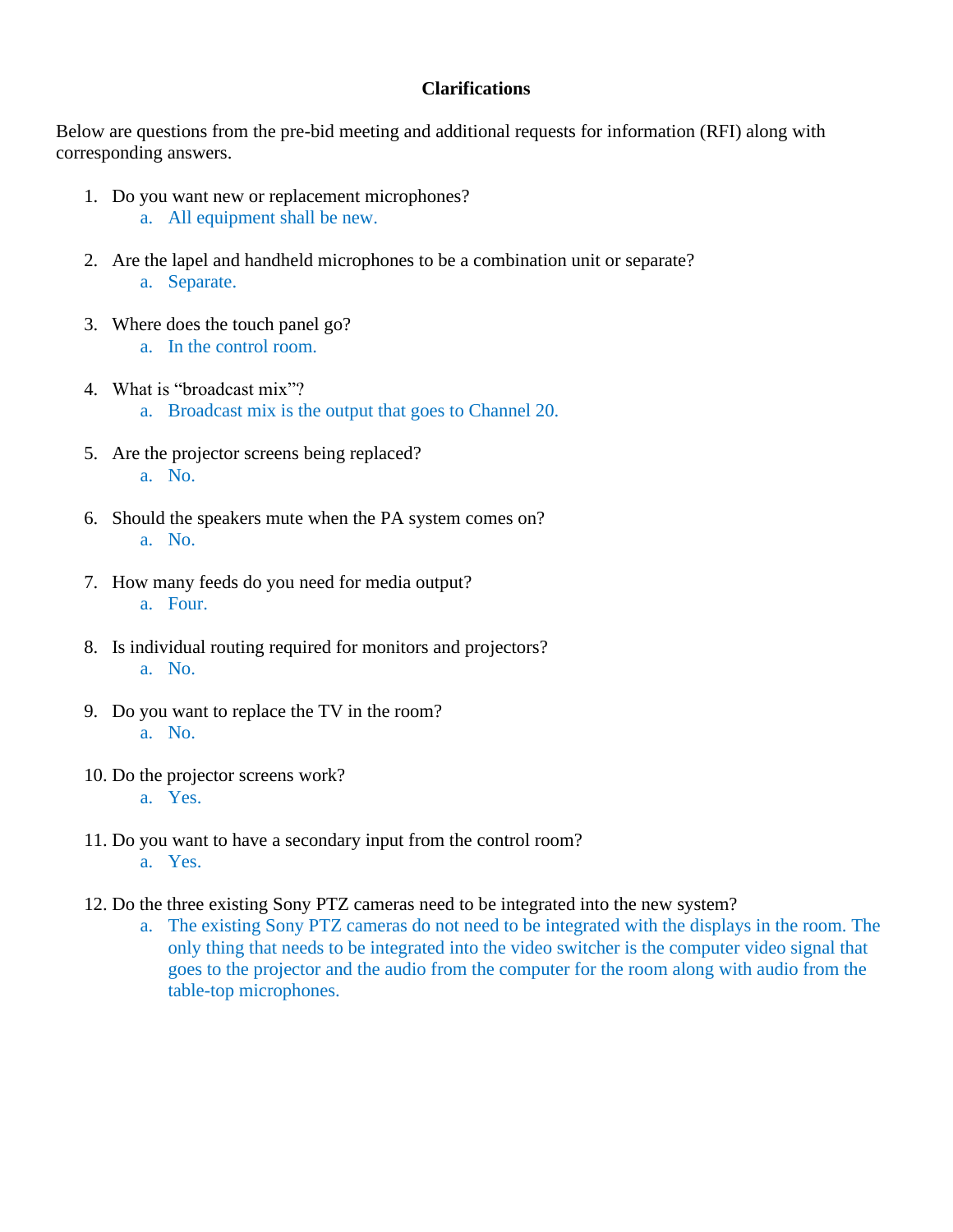# Clarifications

Below are questions from the pre-bid meeting and additional requests for information (RFI) along with corresponding answers.

1. Do you want new or replacement microphones?
   a. All equipment shall be new.

2. Are the lapel and handheld microphones to be a combination unit or separate?
   a. Separate.

3. Where does the touch panel go?
   a. In the control room.

4. What is "broadcast mix"?
   a. Broadcast mix is the output that goes to Channel 20.

5. Are the projector screens being replaced?
   a. No.

6. Should the speakers mute when the PA system comes on?
   a. No.

7. How many feeds do you need for media output?
   a. Four.

8. Is individual routing required for monitors and projectors?
   a. No.

9. Do you want to replace the TV in the room?
   a. No.

10. Do the projector screens work?
    a. Yes.

11. Do you want to have a secondary input from the control room?
    a. Yes.

12. Do the three existing Sony PTZ cameras need to be integrated into the new system?
    a. The existing Sony PTZ cameras do not need to be integrated with the displays in the room. The only thing that needs to be integrated into the video switcher is the computer video signal that goes to the projector and the audio from the computer for the room along with audio from the table-top microphones.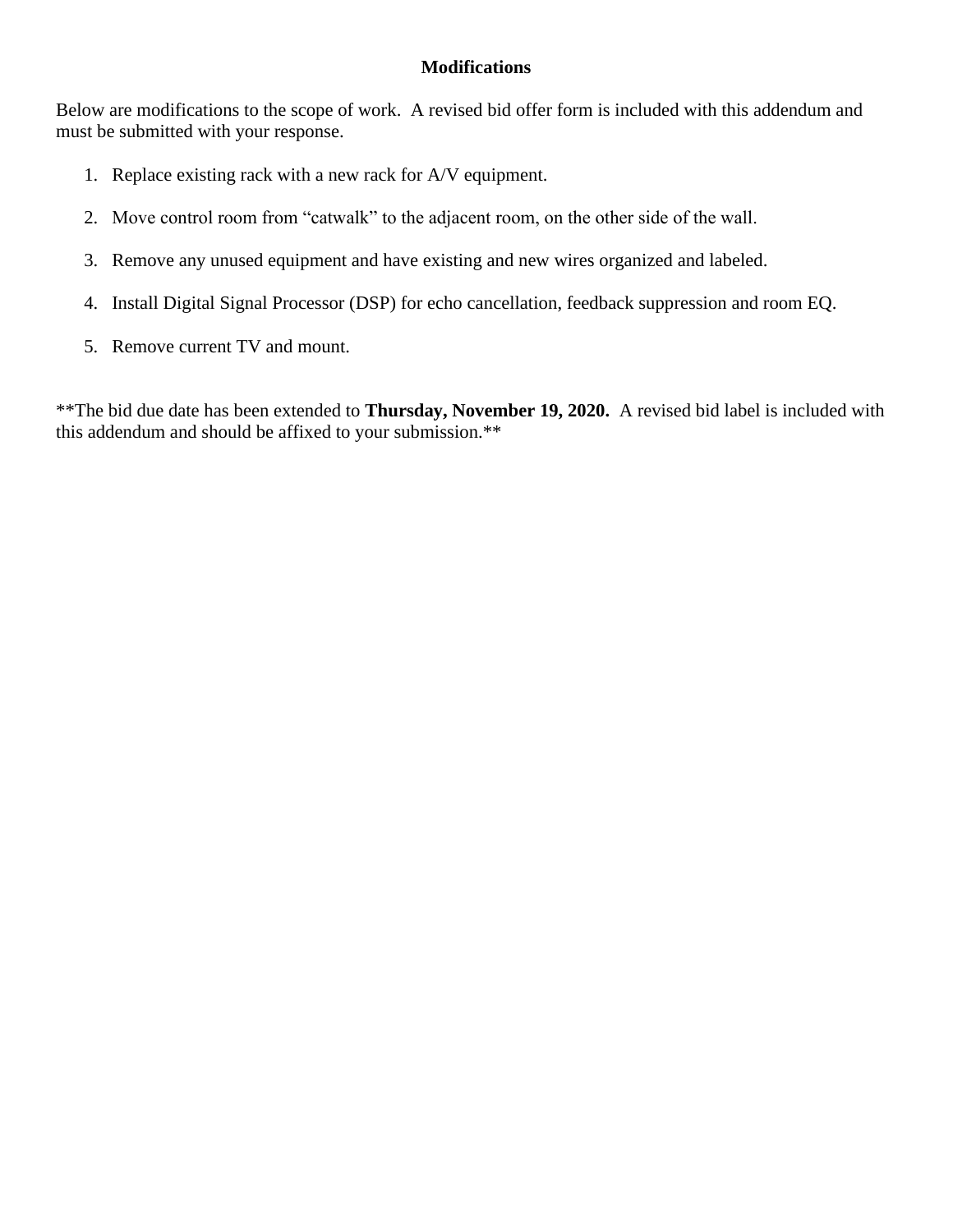**Modifications**

Below are modifications to the scope of work. A revised bid offer form is included with this addendum and must be submitted with your response.

1. Replace existing rack with a new rack for A/V equipment.

2. Move control room from “catwalk” to the adjacent room, on the other side of the wall.

3. Remove any unused equipment and have existing and new wires organized and labeled.

4. Install Digital Signal Processor (DSP) for echo cancellation, feedback suppression and room EQ.

5. Remove current TV and mount.

**The bid due date has been extended to **Thursday, November 19, 2020.** A revised bid label is included with this addendum and should be affixed to your submission.**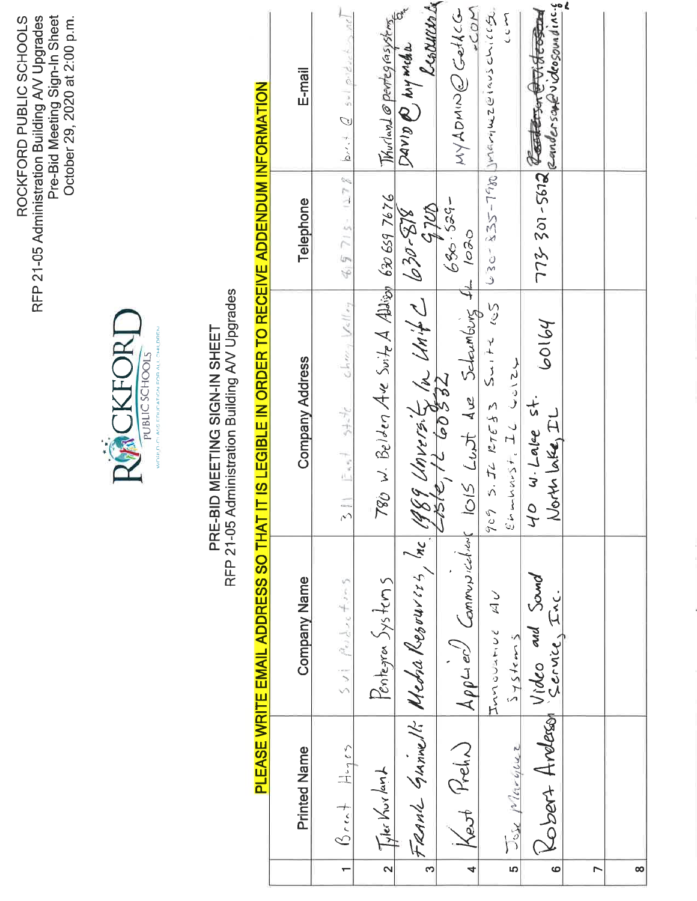ROCKFORD PUBLIC SCHOOLS
RFP 21-05 Administration Building A/V Upgrades
Pre-Bid Meeting Sign-In Sheet
October 29, 2020 at 2:00 p.m.

ROCKFORD PUBLIC SCHOOLS
WORLD CLASS EDUCATION FOR ALL CHILDREN

# PRE-BID MEETING SIGN-IN SHEET
## RFP 21-05 Administration Building A/V Upgrades

**PLEASE WRITE EMAIL ADDRESS SO THAT IT IS LEGIBLE IN ORDER TO RECEIVE ADDENDUM INFORMATION**

| | Printed Name | Company Name | Company Address | Telephone | E-mail |
|---|---|---|---|---|---|
| 1 | Brent Hayes | SVI Productions | 311 East State Cherry Valley | 815 715-1278 | brent@svi-productions.net |
| 2 | Tyler Thurland | Pentegra Systems | 780 W. Belden Ave Suite A Addison | 630 659 7676 | Thurland@pentegrasystems.com |
| 3 | Frank Gianinelli | Media Resources, Inc. | 1989 University Ln Unit C Lisle, IL 60532 | 630-878-9700 | DAVID@mymediaresources |
| 4 | Kent Prehn | Applied Communications | 1015 Lunt Ave Schaumburg IL | 630-529-1020 | MYADMIN@GetACG.COM |
| 5 | Jose Marquez | Innovative AV Systems | 909 S. IL RTE 83 Suite 105 Elmhurst, IL 60126 | 630-835-7980 | jmarquez@iavschicago.com |
| 6 | Robert Anderson | Video and Sound Service, Inc. | 40 W. Lake St. North Lake, IL 60164 | 773 301-5612 | randerson@videosoundinc.com |
| 7 | | | | | |
| 8 | | | | | |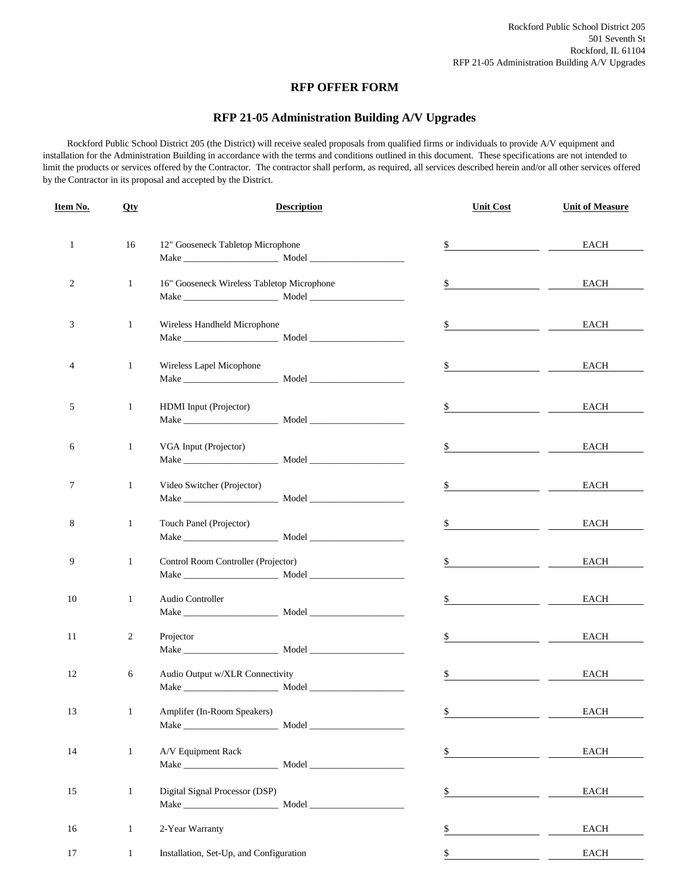Rockford Public School District 205
501 Seventh St
Rockford, IL 61104
RFP 21-05 Administration Building A/V Upgrades

## RFP OFFER FORM

## RFP 21-05 Administration Building A/V Upgrades

Rockford Public School District 205 (the District) will receive sealed proposals from qualified firms or individuals to provide A/V equipment and installation for the Administration Building in accordance with the terms and conditions outlined in this document. These specifications are not intended to limit the products or services offered by the Contractor. The contractor shall perform, as required, all services described herein and/or all other services offered by the Contractor in its proposal and accepted by the District.

| Item No. | Qty | Description | Unit Cost | Unit of Measure |
|---|---|---|---|---|
| 1 | 16 | 12" Gooseneck Tabletop Microphone<br>Make ____________ Model ____________ | $ ____________ | EACH |
| 2 | 1 | 16" Gooseneck Wireless Tabletop Microphone<br>Make ____________ Model ____________ | $ ____________ | EACH |
| 3 | 1 | Wireless Handheld Microphone<br>Make ____________ Model ____________ | $ ____________ | EACH |
| 4 | 1 | Wireless Lapel Micophone<br>Make ____________ Model ____________ | $ ____________ | EACH |
| 5 | 1 | HDMI Input (Projector)<br>Make ____________ Model ____________ | $ ____________ | EACH |
| 6 | 1 | VGA Input (Projector)<br>Make ____________ Model ____________ | $ ____________ | EACH |
| 7 | 1 | Video Switcher (Projector)<br>Make ____________ Model ____________ | $ ____________ | EACH |
| 8 | 1 | Touch Panel (Projector)<br>Make ____________ Model ____________ | $ ____________ | EACH |
| 9 | 1 | Control Room Controller (Projector)<br>Make ____________ Model ____________ | $ ____________ | EACH |
| 10 | 1 | Audio Controller<br>Make ____________ Model ____________ | $ ____________ | EACH |
| 11 | 2 | Projector<br>Make ____________ Model ____________ | $ ____________ | EACH |
| 12 | 6 | Audio Output w/XLR Connectivity<br>Make ____________ Model ____________ | $ ____________ | EACH |
| 13 | 1 | Amplifer (In-Room Speakers)<br>Make ____________ Model ____________ | $ ____________ | EACH |
| 14 | 1 | A/V Equipment Rack<br>Make ____________ Model ____________ | $ ____________ | EACH |
| 15 | 1 | Digital Signal Processor (DSP)<br>Make ____________ Model ____________ | $ ____________ | EACH |
| 16 | 1 | 2-Year Warranty | $ ____________ | EACH |
| 17 | 1 | Installation, Set-Up, and Configuration | $ ____________ | EACH |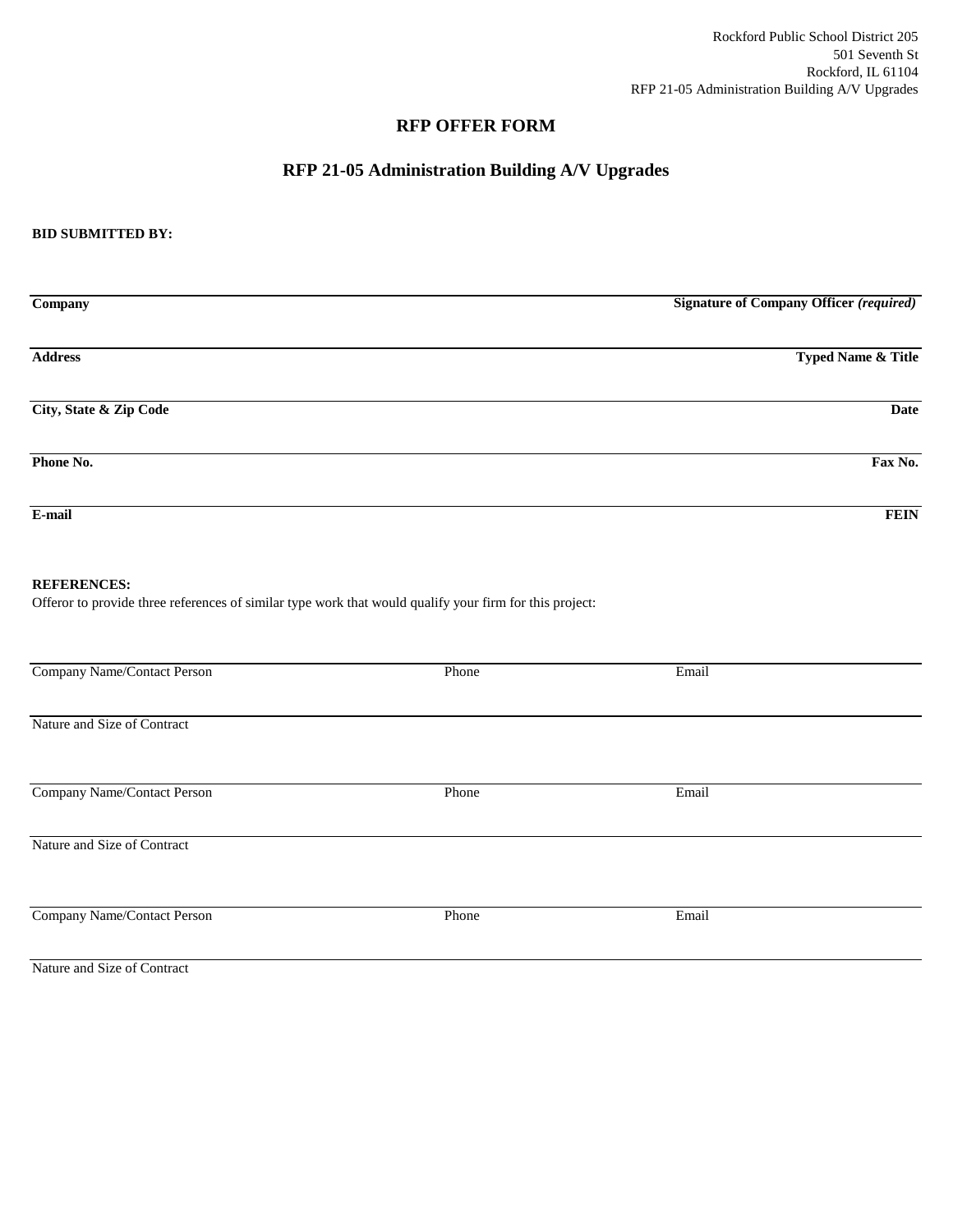Rockford Public School District 205
501 Seventh St
Rockford, IL 61104
RFP 21-05 Administration Building A/V Upgrades

# RFP OFFER FORM

## RFP 21-05 Administration Building A/V Upgrades

**BID SUBMITTED BY:**

| | |
|---|---|
| **Company** | **Signature of Company Officer *(required)*** |
| **Address** | **Typed Name & Title** |
| **City, State & Zip Code** | **Date** |
| **Phone No.** | **Fax No.** |
| **E-mail** | **FEIN** |

**REFERENCES:**

Offeror to provide three references of similar type work that would qualify your firm for this project:

| Company Name/Contact Person | Phone | Email |
|---|---|---|
| Nature and Size of Contract | | |

| Company Name/Contact Person | Phone | Email |
|---|---|---|
| Nature and Size of Contract | | |

| Company Name/Contact Person | Phone | Email |
|---|---|---|
| Nature and Size of Contract | | |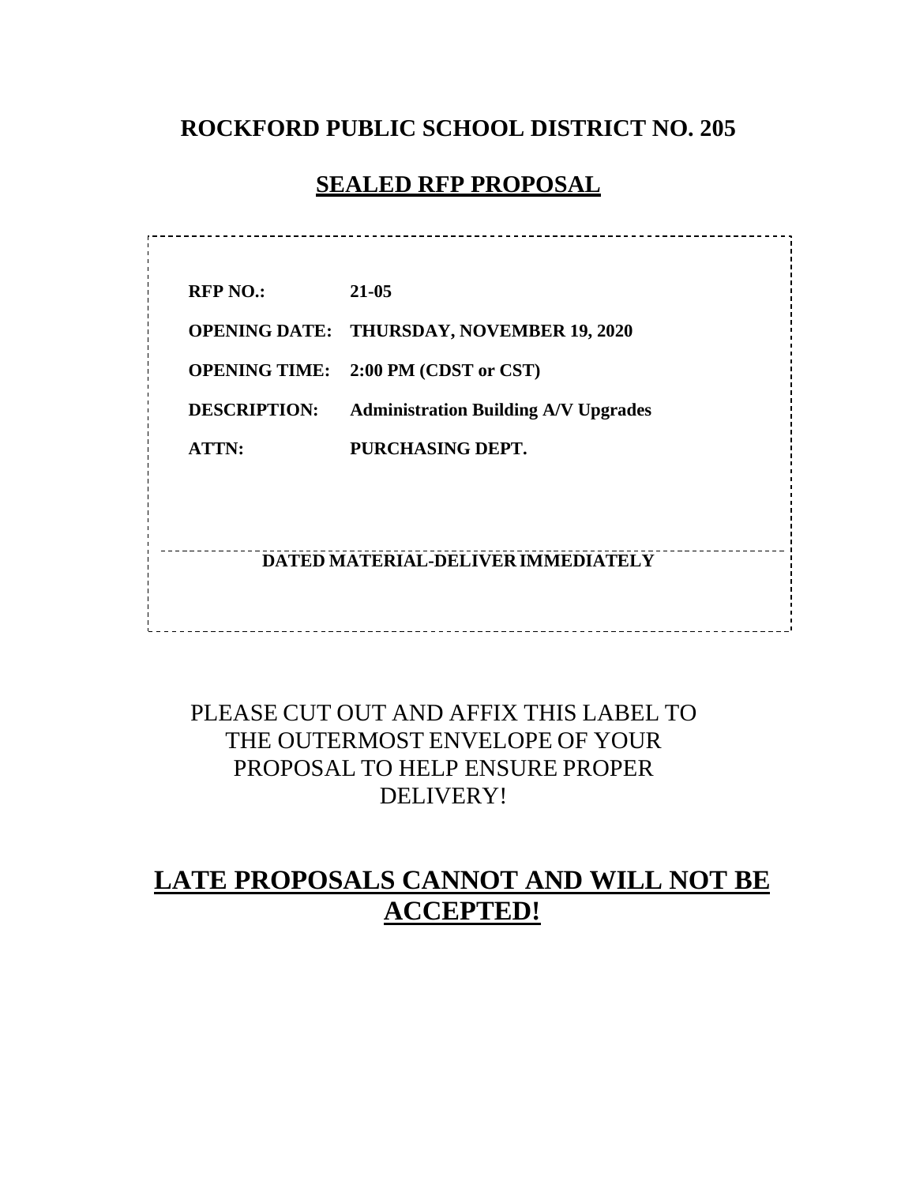## ROCKFORD PUBLIC SCHOOL DISTRICT NO. 205

## SEALED RFP PROPOSAL

| | |
|---|---|
| **RFP NO.:** | **21-05** |
| **OPENING DATE:** | **THURSDAY, NOVEMBER 19, 2020** |
| **OPENING TIME:** | **2:00 PM (CDST or CST)** |
| **DESCRIPTION:** | **Administration Building A/V Upgrades** |
| **ATTN:** | **PURCHASING DEPT.** |

**DATED MATERIAL-DELIVER IMMEDIATELY**

PLEASE CUT OUT AND AFFIX THIS LABEL TO THE OUTERMOST ENVELOPE OF YOUR PROPOSAL TO HELP ENSURE PROPER DELIVERY!

## LATE PROPOSALS CANNOT AND WILL NOT BE ACCEPTED!